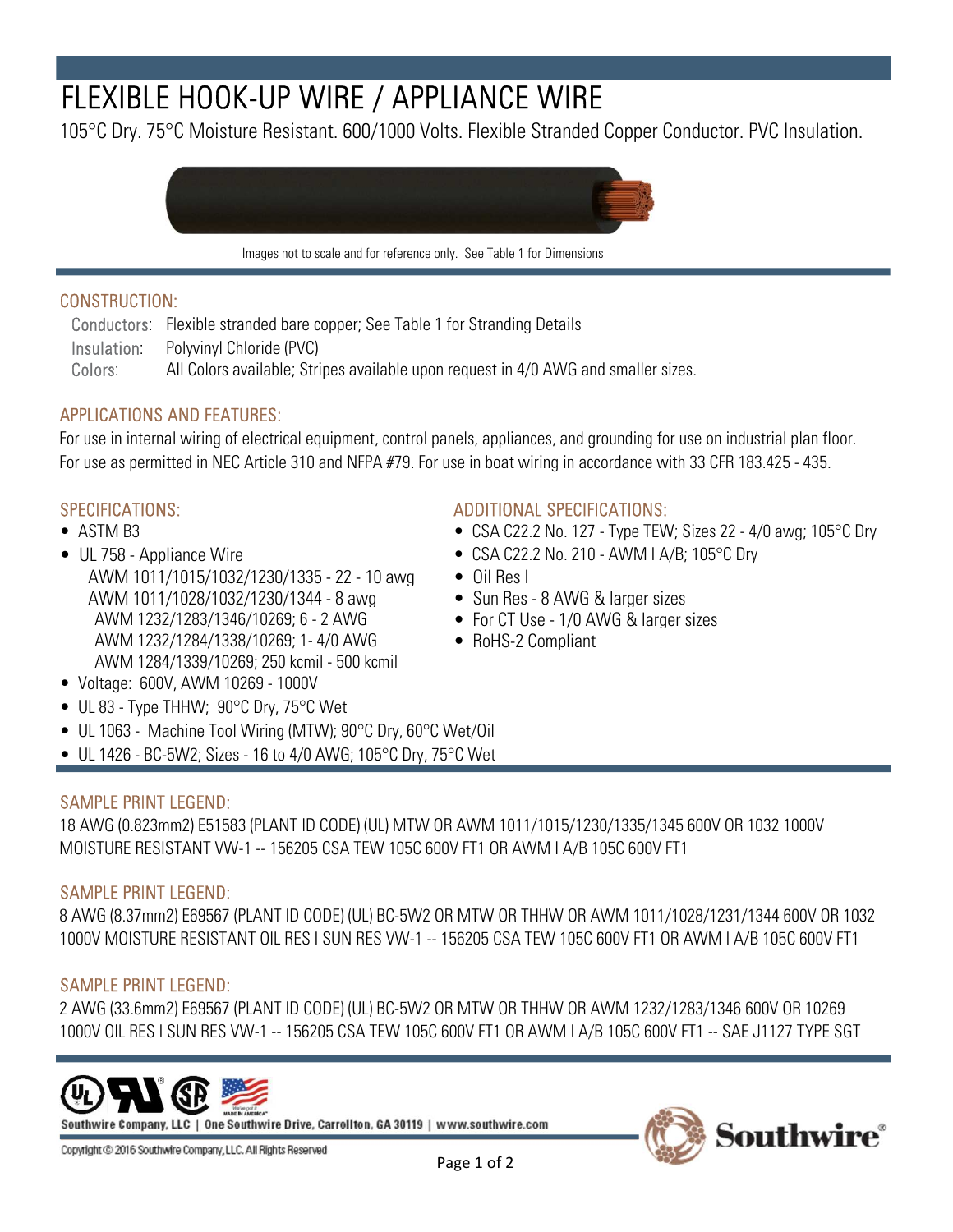# FLEXIBLE HOOK-UP WIRE / APPLIANCE WIRE

105°C Dry. 75°C Moisture Resistant. 600/1000 Volts. Flexible Stranded Copper Conductor. PVC Insulation.

Images not to scale and for reference only. See Table 1 for Dimensions

## CONSTRUCTION:

- Conductors: Flexible stranded bare copper; See Table 1 for Stranding Details
- Insulation: Polyvinyl Chloride (PVC)
- Colors: All Colors available; Stripes available upon request in 4/0 AWG and smaller sizes.

## APPLICATIONS AND FEATURES:

For use in internal wiring of electrical equipment, control panels, appliances, and grounding for use on industrial plan floor. For use as permitted in NEC Article 310 and NFPA #79. For use in boat wiring in accordance with 33 CFR 183.425 - 435.

## SPECIFICATIONS:

- ASTM B3
- UL 758 - Appliance Wire
  - AWM 1011/1015/1032/1230/1335 - 22 - 10 awg
  - AWM 1011/1028/1032/1230/1344 - 8 awg
  - AWM 1232/1283/1346/10269; 6 - 2 AWG
  - AWM 1232/1284/1338/10269; 1- 4/0 AWG
  - AWM 1284/1339/10269; 250 kcmil - 500 kcmil
- Voltage: 600V, AWM 10269 - 1000V
- UL 83 - Type THHW; 90°C Dry, 75°C Wet
- UL 1063 - Machine Tool Wiring (MTW); 90°C Dry, 60°C Wet/Oil
- UL 1426 - BC-5W2; Sizes - 16 to 4/0 AWG; 105°C Dry, 75°C Wet

## ADDITIONAL SPECIFICATIONS:

- CSA C22.2 No. 127 - Type TEW; Sizes 22 - 4/0 awg; 105°C Dry
- CSA C22.2 No. 210 - AWM I A/B; 105°C Dry
- Oil Res I
- Sun Res - 8 AWG & larger sizes
- For CT Use - 1/0 AWG & larger sizes
- RoHS-2 Compliant

## SAMPLE PRINT LEGEND:

18 AWG (0.823mm2) E51583 (PLANT ID CODE) (UL) MTW OR AWM 1011/1015/1230/1335/1345 600V OR 1032 1000V MOISTURE RESISTANT VW-1 -- 156205 CSA TEW 105C 600V FT1 OR AWM I A/B 105C 600V FT1

## SAMPLE PRINT LEGEND:

8 AWG (8.37mm2) E69567 (PLANT ID CODE) (UL) BC-5W2 OR MTW OR THHW OR AWM 1011/1028/1231/1344 600V OR 1032 1000V MOISTURE RESISTANT OIL RES I SUN RES VW-1 -- 156205 CSA TEW 105C 600V FT1 OR AWM I A/B 105C 600V FT1

## SAMPLE PRINT LEGEND:

2 AWG (33.6mm2) E69567 (PLANT ID CODE) (UL) BC-5W2 OR MTW OR THHW OR AWM 1232/1283/1346 600V OR 10269 1000V OIL RES I SUN RES VW-1 -- 156205 CSA TEW 105C 600V FT1 OR AWM I A/B 105C 600V FT1 -- SAE J1127 TYPE SGT

Southwire Company, LLC | One Southwire Drive, Carrollton, GA 30119 | www.southwire.com

Copyright © 2016 Southwire Company, LLC. All Rights Reserved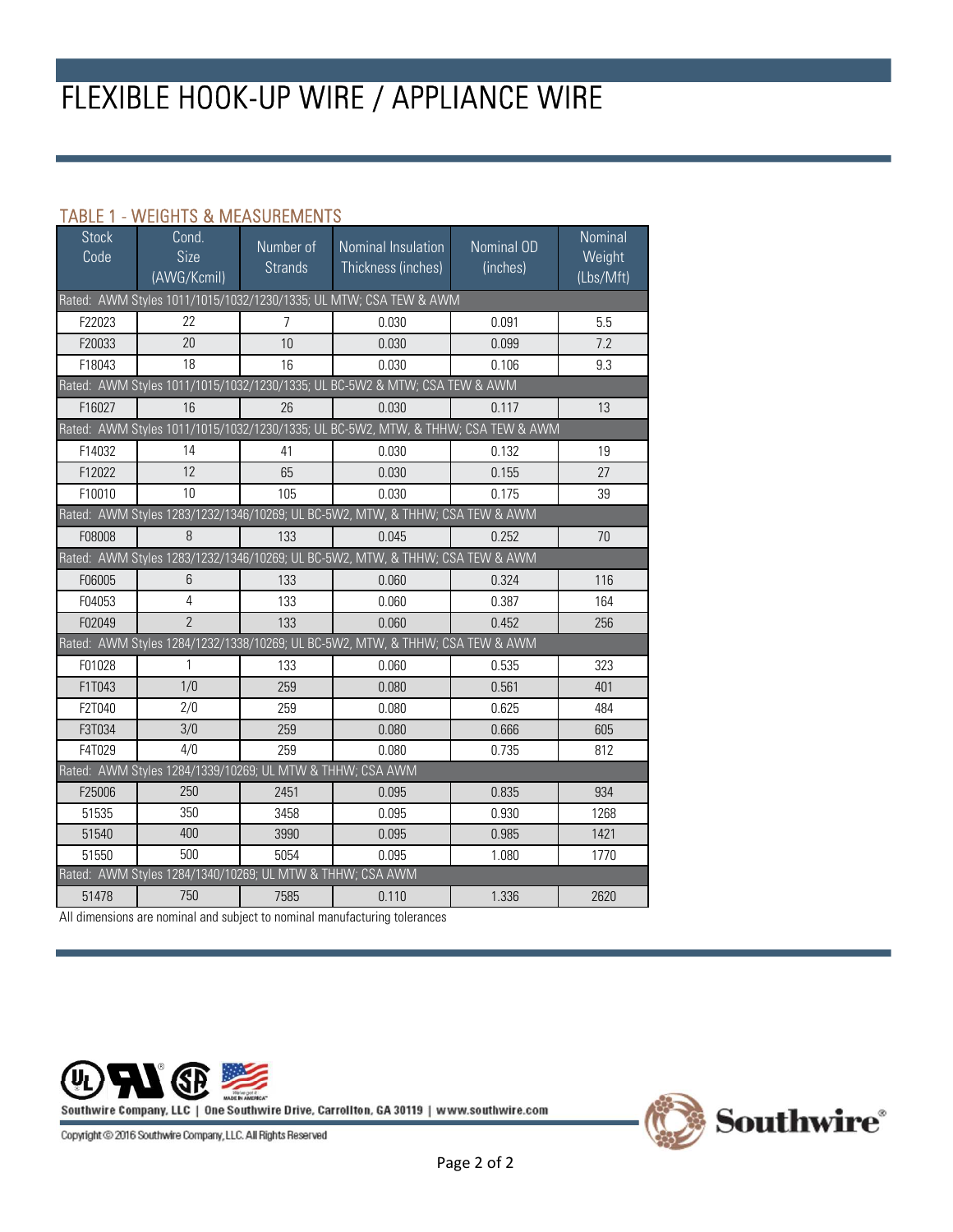# FLEXIBLE HOOK-UP WIRE / APPLIANCE WIRE

## TABLE 1 - WEIGHTS & MEASUREMENTS

| Stock Code | Cond. Size (AWG/Kcmil) | Number of Strands | Nominal Insulation Thickness (inches) | Nominal OD (inches) | Nominal Weight (Lbs/Mft) |
|---|---|---|---|---|---|
| Rated: AWM Styles 1011/1015/1032/1230/1335; UL MTW; CSA TEW & AWM | | | | | |
| F22023 | 22 | 7 | 0.030 | 0.091 | 5.5 |
| F20033 | 20 | 10 | 0.030 | 0.099 | 7.2 |
| F18043 | 18 | 16 | 0.030 | 0.106 | 9.3 |
| Rated: AWM Styles 1011/1015/1032/1230/1335; UL BC-5W2 & MTW; CSA TEW & AWM | | | | | |
| F16027 | 16 | 26 | 0.030 | 0.117 | 13 |
| Rated: AWM Styles 1011/1015/1032/1230/1335; UL BC-5W2, MTW, & THHW; CSA TEW & AWM | | | | | |
| F14032 | 14 | 41 | 0.030 | 0.132 | 19 |
| F12022 | 12 | 65 | 0.030 | 0.155 | 27 |
| F10010 | 10 | 105 | 0.030 | 0.175 | 39 |
| Rated: AWM Styles 1283/1232/1346/10269; UL BC-5W2, MTW, & THHW; CSA TEW & AWM | | | | | |
| F08008 | 8 | 133 | 0.045 | 0.252 | 70 |
| Rated: AWM Styles 1283/1232/1346/10269; UL BC-5W2, MTW, & THHW; CSA TEW & AWM | | | | | |
| F06005 | 6 | 133 | 0.060 | 0.324 | 116 |
| F04053 | 4 | 133 | 0.060 | 0.387 | 164 |
| F02049 | 2 | 133 | 0.060 | 0.452 | 256 |
| Rated: AWM Styles 1284/1232/1338/10269; UL BC-5W2, MTW, & THHW; CSA TEW & AWM | | | | | |
| F01028 | 1 | 133 | 0.060 | 0.535 | 323 |
| F1T043 | 1/0 | 259 | 0.080 | 0.561 | 401 |
| F2T040 | 2/0 | 259 | 0.080 | 0.625 | 484 |
| F3T034 | 3/0 | 259 | 0.080 | 0.666 | 605 |
| F4T029 | 4/0 | 259 | 0.080 | 0.735 | 812 |
| Rated: AWM Styles 1284/1339/10269; UL MTW & THHW; CSA AWM | | | | | |
| F25006 | 250 | 2451 | 0.095 | 0.835 | 934 |
| 51535 | 350 | 3458 | 0.095 | 0.930 | 1268 |
| 51540 | 400 | 3990 | 0.095 | 0.985 | 1421 |
| 51550 | 500 | 5054 | 0.095 | 1.080 | 1770 |
| Rated: AWM Styles 1284/1340/10269; UL MTW & THHW; CSA AWM | | | | | |
| 51478 | 750 | 7585 | 0.110 | 1.336 | 2620 |

All dimensions are nominal and subject to nominal manufacturing tolerances

Southwire Company, LLC | One Southwire Drive, Carrollton, GA 30119 | www.southwire.com

Copyright © 2016 Southwire Company, LLC. All Rights Reserved